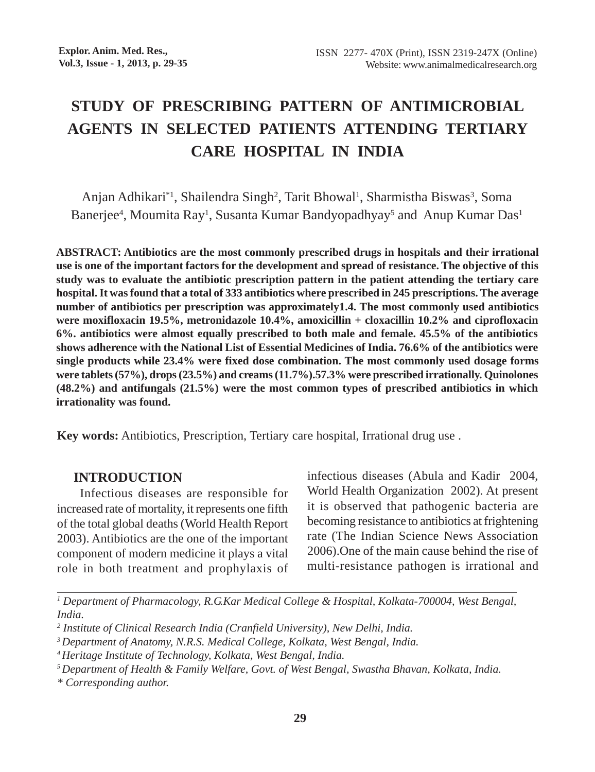# STUDY OF PRESCRIBING PATTERN OF ANTIMICROBIAL AGENTS IN SELECTED PATIENTS ATTENDING TERTIARY CARE HOSPITAL IN INDIA

Anjan Adhikari[*1], Shailendra Singh[2], Tarit Bhowal[1], Sharmistha Biswas[3], Soma Banerjee[4], Moumita Ray[1], Susanta Kumar Bandyopadhyay[5] and Anup Kumar Das[1]

**ABSTRACT: Antibiotics are the most commonly prescribed drugs in hospitals and their irrational use is one of the important factors for the development and spread of resistance. The objective of this study was to evaluate the antibiotic prescription pattern in the patient attending the tertiary care hospital. It was found that a total of 333 antibiotics where prescribed in 245 prescriptions. The average number of antibiotics per prescription was approximately1.4. The most commonly used antibiotics were moxifloxacin 19.5%, metronidazole 10.4%, amoxicillin + cloxacillin 10.2% and ciprofloxacin 6%. antibiotics were almost equally prescribed to both male and female. 45.5% of the antibiotics shows adherence with the National List of Essential Medicines of India. 76.6% of the antibiotics were single products while 23.4% were fixed dose combination. The most commonly used dosage forms were tablets (57%), drops (23.5%) and creams (11.7%).57.3% were prescribed irrationally. Quinolones (48.2%) and antifungals (21.5%) were the most common types of prescribed antibiotics in which irrationality was found.**

**Key words:** Antibiotics, Prescription, Tertiary care hospital, Irrational drug use .

## INTRODUCTION

Infectious diseases are responsible for increased rate of mortality, it represents one fifth of the total global deaths (World Health Report 2003). Antibiotics are the one of the important component of modern medicine it plays a vital role in both treatment and prophylaxis of infectious diseases (Abula and Kadir 2004, World Health Organization 2002). At present it is observed that pathogenic bacteria are becoming resistance to antibiotics at frightening rate (The Indian Science News Association 2006).One of the main cause behind the rise of multi-resistance pathogen is irrational and

---

*[1] Department of Pharmacology, R.G.Kar Medical College & Hospital, Kolkata-700004, West Bengal, India.*

*[2] Institute of Clinical Research India (Cranfield University), New Delhi, India.*

*[3] Department of Anatomy, N.R.S. Medical College, Kolkata, West Bengal, India.*

*[4] Heritage Institute of Technology, Kolkata, West Bengal, India.*

*[5] Department of Health & Family Welfare, Govt. of West Bengal, Swastha Bhavan, Kolkata, India.*

*\* Corresponding author.*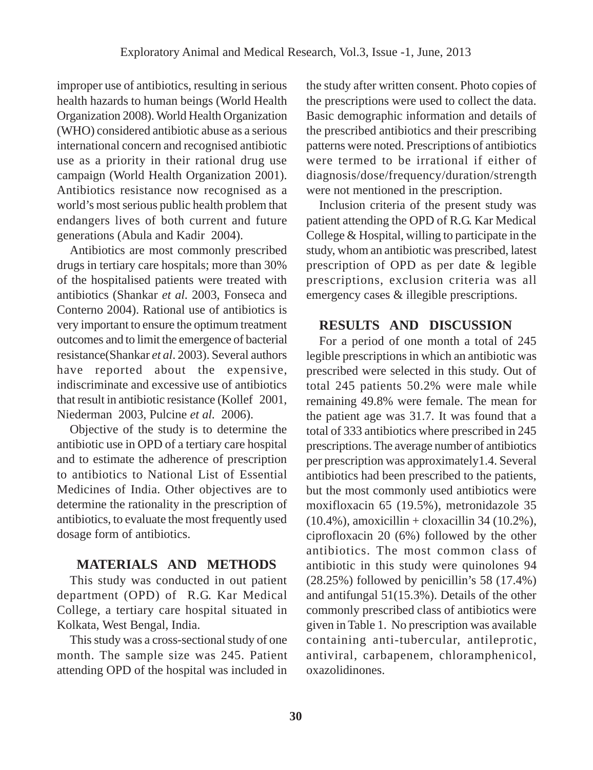improper use of antibiotics, resulting in serious health hazards to human beings (World Health Organization 2008). World Health Organization (WHO) considered antibiotic abuse as a serious international concern and recognised antibiotic use as a priority in their rational drug use campaign (World Health Organization 2001). Antibiotics resistance now recognised as a world's most serious public health problem that endangers lives of both current and future generations (Abula and Kadir 2004).

Antibiotics are most commonly prescribed drugs in tertiary care hospitals; more than 30% of the hospitalised patients were treated with antibiotics (Shankar *et al*. 2003, Fonseca and Conterno 2004). Rational use of antibiotics is very important to ensure the optimum treatment outcomes and to limit the emergence of bacterial resistance(Shankar *et al*. 2003). Several authors have reported about the expensive, indiscriminate and excessive use of antibiotics that result in antibiotic resistance (Kollef 2001, Niederman 2003, Pulcine *et al*. 2006).

Objective of the study is to determine the antibiotic use in OPD of a tertiary care hospital and to estimate the adherence of prescription to antibiotics to National List of Essential Medicines of India. Other objectives are to determine the rationality in the prescription of antibiotics, to evaluate the most frequently used dosage form of antibiotics.

## MATERIALS AND METHODS

This study was conducted in out patient department (OPD) of R.G. Kar Medical College, a tertiary care hospital situated in Kolkata, West Bengal, India.

This study was a cross-sectional study of one month. The sample size was 245. Patient attending OPD of the hospital was included in the study after written consent. Photo copies of the prescriptions were used to collect the data. Basic demographic information and details of the prescribed antibiotics and their prescribing patterns were noted. Prescriptions of antibiotics were termed to be irrational if either of diagnosis/dose/frequency/duration/strength were not mentioned in the prescription.

Inclusion criteria of the present study was patient attending the OPD of R.G. Kar Medical College & Hospital, willing to participate in the study, whom an antibiotic was prescribed, latest prescription of OPD as per date & legible prescriptions, exclusion criteria was all emergency cases & illegible prescriptions.

## RESULTS AND DISCUSSION

For a period of one month a total of 245 legible prescriptions in which an antibiotic was prescribed were selected in this study. Out of total 245 patients 50.2% were male while remaining 49.8% were female. The mean for the patient age was 31.7. It was found that a total of 333 antibiotics where prescribed in 245 prescriptions. The average number of antibiotics per prescription was approximately1.4. Several antibiotics had been prescribed to the patients, but the most commonly used antibiotics were moxifloxacin 65 (19.5%), metronidazole 35 (10.4%), amoxicillin + cloxacillin 34 (10.2%), ciprofloxacin 20 (6%) followed by the other antibiotics. The most common class of antibiotic in this study were quinolones 94 (28.25%) followed by penicillin's 58 (17.4%) and antifungal 51(15.3%). Details of the other commonly prescribed class of antibiotics were given in Table 1. No prescription was available containing anti-tubercular, antileprotic, antiviral, carbapenem, chloramphenicol, oxazolidinones.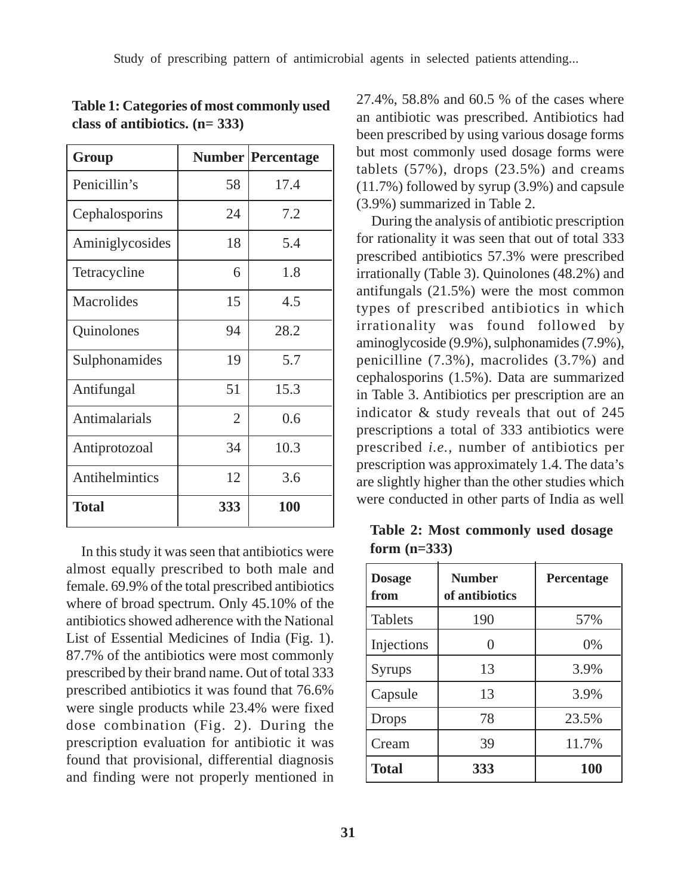**Table 1: Categories of most commonly used class of antibiotics. (n= 333)**

| Group | Number | Percentage |
|---|---|---|
| Penicillin's | 58 | 17.4 |
| Cephalosporins | 24 | 7.2 |
| Aminiglycosides | 18 | 5.4 |
| Tetracycline | 6 | 1.8 |
| Macrolides | 15 | 4.5 |
| Quinolones | 94 | 28.2 |
| Sulphonamides | 19 | 5.7 |
| Antifungal | 51 | 15.3 |
| Antimalarials | 2 | 0.6 |
| Antiprotozoal | 34 | 10.3 |
| Antihelmintics | 12 | 3.6 |
| **Total** | **333** | **100** |

In this study it was seen that antibiotics were almost equally prescribed to both male and female. 69.9% of the total prescribed antibiotics where of broad spectrum. Only 45.10% of the antibiotics showed adherence with the National List of Essential Medicines of India (Fig. 1). 87.7% of the antibiotics were most commonly prescribed by their brand name. Out of total 333 prescribed antibiotics it was found that 76.6% were single products while 23.4% were fixed dose combination (Fig. 2). During the prescription evaluation for antibiotic it was found that provisional, differential diagnosis and finding were not properly mentioned in 27.4%, 58.8% and 60.5 % of the cases where an antibiotic was prescribed. Antibiotics had been prescribed by using various dosage forms but most commonly used dosage forms were tablets (57%), drops (23.5%) and creams (11.7%) followed by syrup (3.9%) and capsule (3.9%) summarized in Table 2.

During the analysis of antibiotic prescription for rationality it was seen that out of total 333 prescribed antibiotics 57.3% were prescribed irrationally (Table 3). Quinolones (48.2%) and antifungals (21.5%) were the most common types of prescribed antibiotics in which irrationality was found followed by aminoglycoside (9.9%), sulphonamides (7.9%), penicilline (7.3%), macrolides (3.7%) and cephalosporins (1.5%). Data are summarized in Table 3. Antibiotics per prescription are an indicator & study reveals that out of 245 prescriptions a total of 333 antibiotics were prescribed *i.e.*, number of antibiotics per prescription was approximately 1.4. The data's are slightly higher than the other studies which were conducted in other parts of India as well

**Table 2: Most commonly used dosage form (n=333)**

| Dosage from | Number of antibiotics | Percentage |
|---|---|---|
| Tablets | 190 | 57% |
| Injections | 0 | 0% |
| Syrups | 13 | 3.9% |
| Capsule | 13 | 3.9% |
| Drops | 78 | 23.5% |
| Cream | 39 | 11.7% |
| **Total** | **333** | **100** |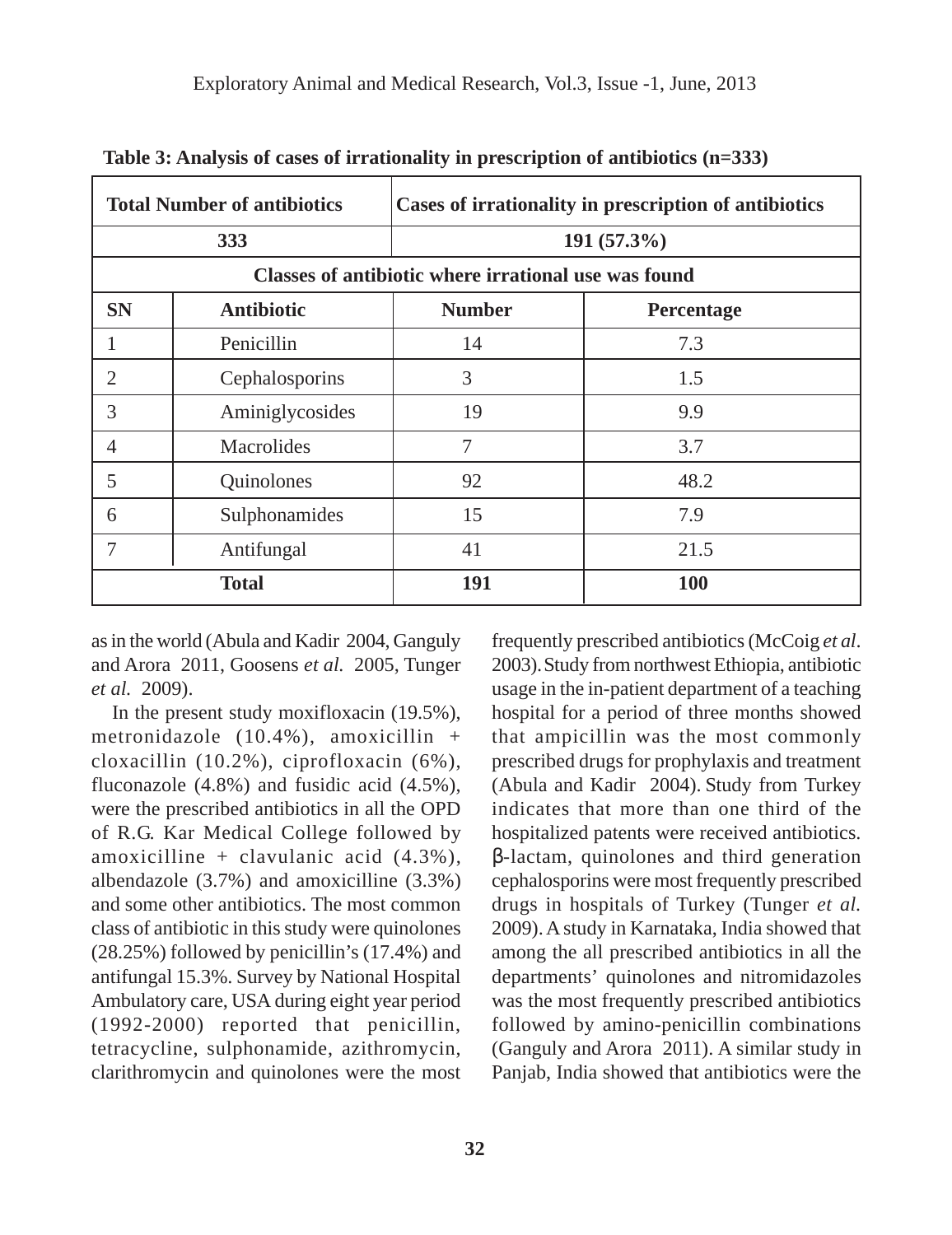**Table 3: Analysis of cases of irrationality in prescription of antibiotics (n=333)**

| **Total Number of antibiotics** | | **Cases of irrationality in prescription of antibiotics** | |
|---|---|---|---|
| **333** | | **191 (57.3%)** | |
| **Classes of antibiotic where irrational use was found** | | | |
| **SN** | **Antibiotic** | **Number** | **Percentage** |
| 1 | Penicillin | 14 | 7.3 |
| 2 | Cephalosporins | 3 | 1.5 |
| 3 | Aminiglycosides | 19 | 9.9 |
| 4 | Macrolides | 7 | 3.7 |
| 5 | Quinolones | 92 | 48.2 |
| 6 | Sulphonamides | 15 | 7.9 |
| 7 | Antifungal | 41 | 21.5 |
| **Total** | | **191** | **100** |

as in the world (Abula and Kadir 2004, Ganguly and Arora 2011, Goosens *et al.* 2005, Tunger *et al.* 2009).

In the present study moxifloxacin (19.5%), metronidazole (10.4%), amoxicillin + cloxacillin (10.2%), ciprofloxacin (6%), fluconazole (4.8%) and fusidic acid (4.5%), were the prescribed antibiotics in all the OPD of R.G. Kar Medical College followed by amoxicilline + clavulanic acid (4.3%), albendazole (3.7%) and amoxicilline (3.3%) and some other antibiotics. The most common class of antibiotic in this study were quinolones (28.25%) followed by penicillin's (17.4%) and antifungal 15.3%. Survey by National Hospital Ambulatory care, USA during eight year period (1992-2000) reported that penicillin, tetracycline, sulphonamide, azithromycin, clarithromycin and quinolones were the most frequently prescribed antibiotics (McCoig *et al*. 2003). Study from northwest Ethiopia, antibiotic usage in the in-patient department of a teaching hospital for a period of three months showed that ampicillin was the most commonly prescribed drugs for prophylaxis and treatment (Abula and Kadir 2004). Study from Turkey indicates that more than one third of the hospitalized patents were received antibiotics. β-lactam, quinolones and third generation cephalosporins were most frequently prescribed drugs in hospitals of Turkey (Tunger *et al.* 2009). A study in Karnataka, India showed that among the all prescribed antibiotics in all the departments' quinolones and nitromidazoles was the most frequently prescribed antibiotics followed by amino-penicillin combinations (Ganguly and Arora 2011). A similar study in Panjab, India showed that antibiotics were the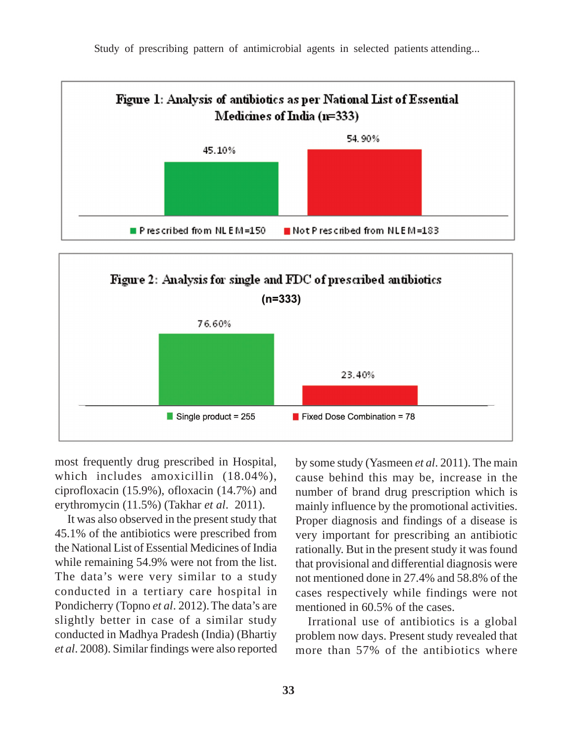**Figure 1: Analysis of antibiotics as per National List of Essential Medicines of India (n=333)**

| Category | Percentage |
|---|---|
| Prescribed from NLEM=150 | 45.10% |
| Not Prescribed from NLEM=183 | 54.90% |

**Figure 2: Analysis for single and FDC of prescribed antibiotics (n=333)**

| Category | Percentage |
|---|---|
| Single product = 255 | 76.60% |
| Fixed Dose Combination = 78 | 23.40% |

most frequently drug prescribed in Hospital, which includes amoxicillin (18.04%), ciprofloxacin (15.9%), ofloxacin (14.7%) and erythromycin (11.5%) (Takhar *et al*. 2011).

It was also observed in the present study that 45.1% of the antibiotics were prescribed from the National List of Essential Medicines of India while remaining 54.9% were not from the list. The data's were very similar to a study conducted in a tertiary care hospital in Pondicherry (Topno *et al*. 2012). The data's are slightly better in case of a similar study conducted in Madhya Pradesh (India) (Bhartiy *et al*. 2008). Similar findings were also reported by some study (Yasmeen *et al*. 2011). The main cause behind this may be, increase in the number of brand drug prescription which is mainly influence by the promotional activities. Proper diagnosis and findings of a disease is very important for prescribing an antibiotic rationally. But in the present study it was found that provisional and differential diagnosis were not mentioned done in 27.4% and 58.8% of the cases respectively while findings were not mentioned in 60.5% of the cases.

Irrational use of antibiotics is a global problem now days. Present study revealed that more than 57% of the antibiotics where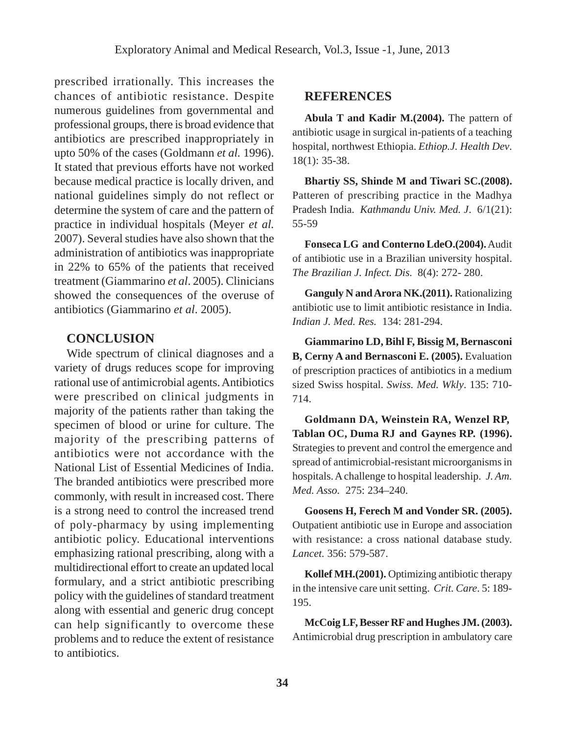prescribed irrationally. This increases the chances of antibiotic resistance. Despite numerous guidelines from governmental and professional groups, there is broad evidence that antibiotics are prescribed inappropriately in upto 50% of the cases (Goldmann *et al.* 1996). It stated that previous efforts have not worked because medical practice is locally driven, and national guidelines simply do not reflect or determine the system of care and the pattern of practice in individual hospitals (Meyer *et al.* 2007). Several studies have also shown that the administration of antibiotics was inappropriate in 22% to 65% of the patients that received treatment (Giammarino *et al*. 2005). Clinicians showed the consequences of the overuse of antibiotics (Giammarino *et al*. 2005).

## CONCLUSION

Wide spectrum of clinical diagnoses and a variety of drugs reduces scope for improving rational use of antimicrobial agents. Antibiotics were prescribed on clinical judgments in majority of the patients rather than taking the specimen of blood or urine for culture. The majority of the prescribing patterns of antibiotics were not accordance with the National List of Essential Medicines of India. The branded antibiotics were prescribed more commonly, with result in increased cost. There is a strong need to control the increased trend of poly-pharmacy by using implementing antibiotic policy. Educational interventions emphasizing rational prescribing, along with a multidirectional effort to create an updated local formulary, and a strict antibiotic prescribing policy with the guidelines of standard treatment along with essential and generic drug concept can help significantly to overcome these problems and to reduce the extent of resistance to antibiotics.

## REFERENCES

**Abula T and Kadir M.(2004).** The pattern of antibiotic usage in surgical in-patients of a teaching hospital, northwest Ethiopia. *Ethiop.J. Health Dev*. 18(1): 35-38.

**Bhartiy SS, Shinde M and Tiwari SC.(2008).** Patteren of prescribing practice in the Madhya Pradesh India. *Kathmandu Univ. Med. J*. 6/1(21): 55-59

**Fonseca LG and Conterno LdeO.(2004).** Audit of antibiotic use in a Brazilian university hospital. *The Brazilian J. Infect. Dis.* 8(4): 272- 280.

**Ganguly N and Arora NK.(2011).** Rationalizing antibiotic use to limit antibiotic resistance in India. *Indian J. Med. Res.* 134: 281-294.

**Giammarino LD, Bihl F, Bissig M, Bernasconi B, Cerny A and Bernasconi E. (2005).** Evaluation of prescription practices of antibiotics in a medium sized Swiss hospital. *Swiss. Med. Wkly*. 135: 710-714.

**Goldmann DA, Weinstein RA, Wenzel RP, Tablan OC, Duma RJ and Gaynes RP. (1996).** Strategies to prevent and control the emergence and spread of antimicrobial-resistant microorganisms in hospitals. A challenge to hospital leadership. *J. Am. Med. Asso.* 275: 234–240.

**Goosens H, Ferech M and Vonder SR. (2005).** Outpatient antibiotic use in Europe and association with resistance: a cross national database study. *Lancet.* 356: 579-587.

**Kollef MH.(2001).** Optimizing antibiotic therapy in the intensive care unit setting. *Crit. Care*. 5: 189-195.

**McCoig LF, Besser RF and Hughes JM. (2003).** Antimicrobial drug prescription in ambulatory care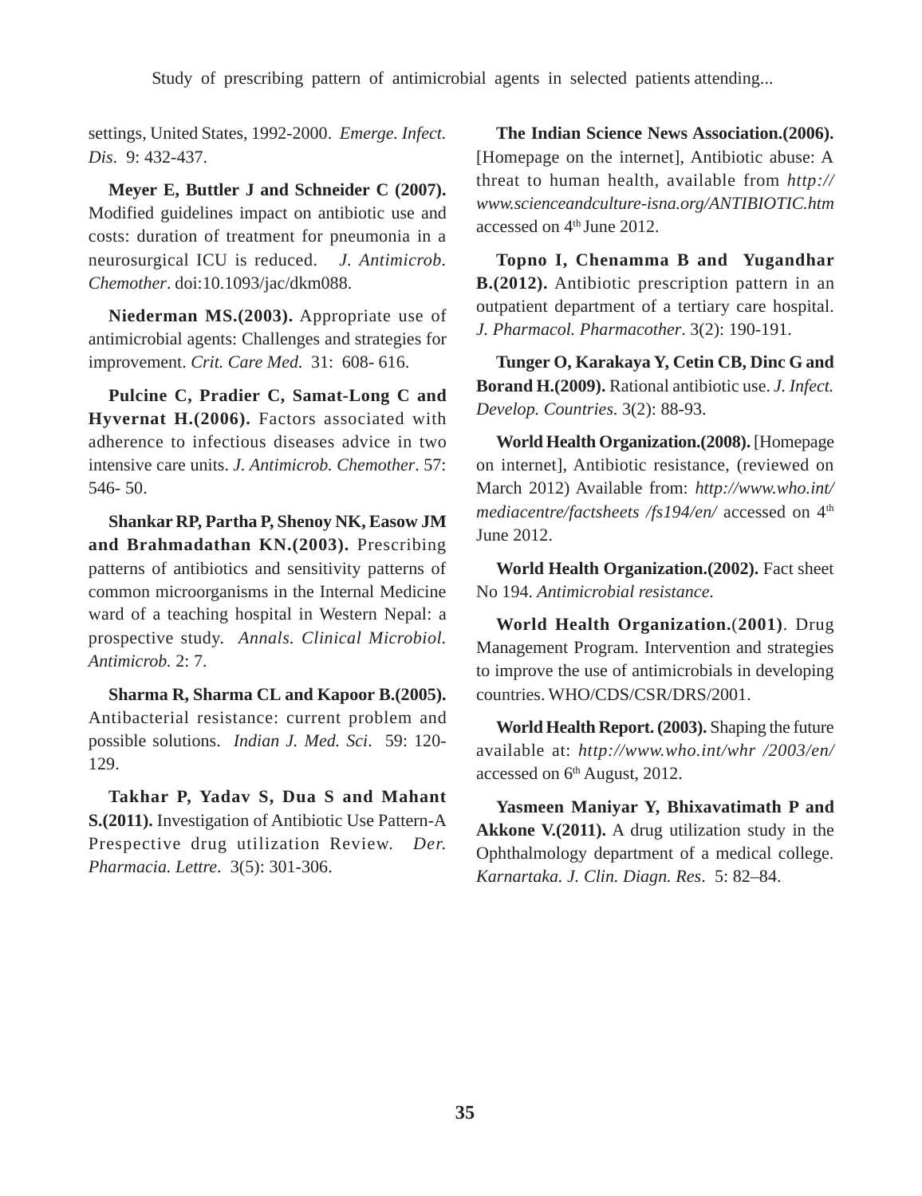settings, United States, 1992-2000. *Emerge. Infect. Dis*. 9: 432-437.

**Meyer E, Buttler J and Schneider C (2007).** Modified guidelines impact on antibiotic use and costs: duration of treatment for pneumonia in a neurosurgical ICU is reduced. *J. Antimicrob. Chemother*. doi:10.1093/jac/dkm088.

**Niederman MS.(2003).** Appropriate use of antimicrobial agents: Challenges and strategies for improvement. *Crit. Care Med.* 31: 608- 616.

**Pulcine C, Pradier C, Samat-Long C and Hyvernat H.(2006).** Factors associated with adherence to infectious diseases advice in two intensive care units. *J. Antimicrob. Chemother*. 57: 546- 50.

**Shankar RP, Partha P, Shenoy NK, Easow JM and Brahmadathan KN.(2003).** Prescribing patterns of antibiotics and sensitivity patterns of common microorganisms in the Internal Medicine ward of a teaching hospital in Western Nepal: a prospective study. *Annals. Clinical Microbiol. Antimicrob.* 2: 7.

**Sharma R, Sharma CL and Kapoor B.(2005).** Antibacterial resistance: current problem and possible solutions. *Indian J. Med. Sci*. 59: 120-129.

**Takhar P, Yadav S, Dua S and Mahant S.(2011).** Investigation of Antibiotic Use Pattern-A Prespective drug utilization Review. *Der. Pharmacia. Lettre*. 3(5): 301-306.

**The Indian Science News Association.(2006).** [Homepage on the internet], Antibiotic abuse: A threat to human health, available from *http://www.scienceandculture-isna.org/ANTIBIOTIC.htm* accessed on 4th June 2012.

**Topno I, Chenamma B and Yugandhar B.(2012).** Antibiotic prescription pattern in an outpatient department of a tertiary care hospital. *J. Pharmacol. Pharmacother*. 3(2): 190-191.

**Tunger O, Karakaya Y, Cetin CB, Dinc G and Borand H.(2009).** Rational antibiotic use. *J. Infect. Develop. Countries*. 3(2): 88-93.

**World Health Organization.(2008).** [Homepage on internet], Antibiotic resistance, (reviewed on March 2012) Available from: *http://www.who.int/mediacentre/factsheets /fs194/en/* accessed on 4th June 2012.

**World Health Organization.(2002).** Fact sheet No 194. *Antimicrobial resistance*.

**World Health Organization.(2001)**. Drug Management Program. Intervention and strategies to improve the use of antimicrobials in developing countries. WHO/CDS/CSR/DRS/2001.

**World Health Report. (2003).** Shaping the future available at: *http://www.who.int/whr /2003/en/* accessed on 6th August, 2012.

**Yasmeen Maniyar Y, Bhixavatimath P and Akkone V.(2011).** A drug utilization study in the Ophthalmology department of a medical college. *Karnartaka. J. Clin. Diagn. Res*. 5: 82–84.